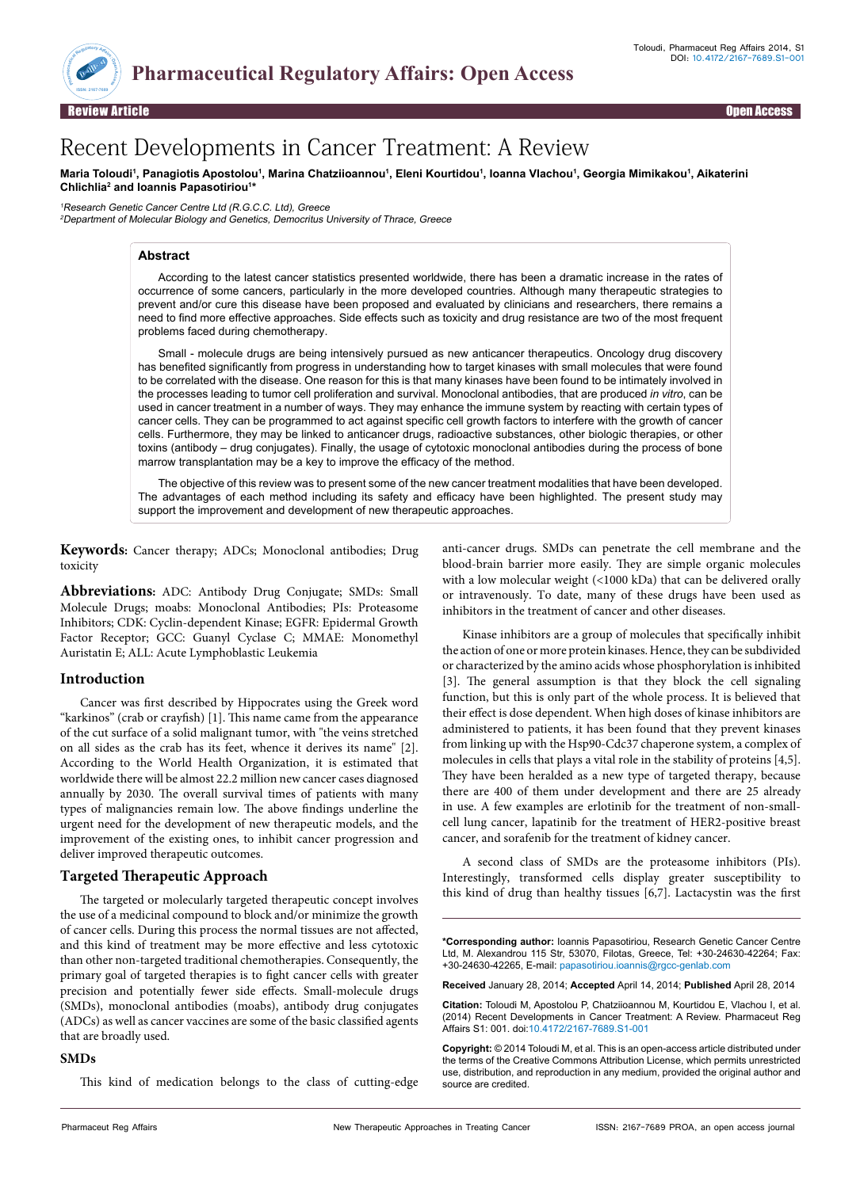Review Article — Open Access

# Recent Developments in Cancer Treatment: A Review

**Maria Toloudi[1], Panagiotis Apostolou[1], Marina Chatziioannou[1], Eleni Kourtidou[1], Ioanna Vlachou[1], Georgia Mimikakou[1], Aikaterini Chlichlia[2] and Ioannis Papasotiriou[1]***

*[1]Research Genetic Cancer Centre Ltd (R.G.C.C. Ltd), Greece*
*[2]Department of Molecular Biology and Genetics, Democritus University of Thrace, Greece*

## Abstract

According to the latest cancer statistics presented worldwide, there has been a dramatic increase in the rates of occurrence of some cancers, particularly in the more developed countries. Although many therapeutic strategies to prevent and/or cure this disease have been proposed and evaluated by clinicians and researchers, there remains a need to find more effective approaches. Side effects such as toxicity and drug resistance are two of the most frequent problems faced during chemotherapy.

Small - molecule drugs are being intensively pursued as new anticancer therapeutics. Oncology drug discovery has benefited significantly from progress in understanding how to target kinases with small molecules that were found to be correlated with the disease. One reason for this is that many kinases have been found to be intimately involved in the processes leading to tumor cell proliferation and survival. Monoclonal antibodies, that are produced *in vitro*, can be used in cancer treatment in a number of ways. They may enhance the immune system by reacting with certain types of cancer cells. They can be programmed to act against specific cell growth factors to interfere with the growth of cancer cells. Furthermore, they may be linked to anticancer drugs, radioactive substances, other biologic therapies, or other toxins (antibody – drug conjugates). Finally, the usage of cytotoxic monoclonal antibodies during the process of bone marrow transplantation may be a key to improve the efficacy of the method.

The objective of this review was to present some of the new cancer treatment modalities that have been developed. The advantages of each method including its safety and efficacy have been highlighted. The present study may support the improvement and development of new therapeutic approaches.

**Keywords:** Cancer therapy; ADCs; Monoclonal antibodies; Drug toxicity

**Abbreviations:** ADC: Antibody Drug Conjugate; SMDs: Small Molecule Drugs; moabs: Monoclonal Antibodies; PIs: Proteasome Inhibitors; CDK: Cyclin-dependent Kinase; EGFR: Epidermal Growth Factor Receptor; GCC: Guanyl Cyclase C; MMAE: Monomethyl Auristatin E; ALL: Acute Lymphoblastic Leukemia

## Introduction

Cancer was first described by Hippocrates using the Greek word "karkinos" (crab or crayfish) [1]. This name came from the appearance of the cut surface of a solid malignant tumor, with "the veins stretched on all sides as the crab has its feet, whence it derives its name" [2]. According to the World Health Organization, it is estimated that worldwide there will be almost 22.2 million new cancer cases diagnosed annually by 2030. The overall survival times of patients with many types of malignancies remain low. The above findings underline the urgent need for the development of new therapeutic models, and the improvement of the existing ones, to inhibit cancer progression and deliver improved therapeutic outcomes.

## Targeted Therapeutic Approach

The targeted or molecularly targeted therapeutic concept involves the use of a medicinal compound to block and/or minimize the growth of cancer cells. During this process the normal tissues are not affected, and this kind of treatment may be more effective and less cytotoxic than other non-targeted traditional chemotherapies. Consequently, the primary goal of targeted therapies is to fight cancer cells with greater precision and potentially fewer side effects. Small-molecule drugs (SMDs), monoclonal antibodies (moabs), antibody drug conjugates (ADCs) as well as cancer vaccines are some of the basic classified agents that are broadly used.

### SMDs

This kind of medication belongs to the class of cutting-edge anti-cancer drugs. SMDs can penetrate the cell membrane and the blood-brain barrier more easily. They are simple organic molecules with a low molecular weight (<1000 kDa) that can be delivered orally or intravenously. To date, many of these drugs have been used as inhibitors in the treatment of cancer and other diseases.

Kinase inhibitors are a group of molecules that specifically inhibit the action of one or more protein kinases. Hence, they can be subdivided or characterized by the amino acids whose phosphorylation is inhibited [3]. The general assumption is that they block the cell signaling function, but this is only part of the whole process. It is believed that their effect is dose dependent. When high doses of kinase inhibitors are administered to patients, it has been found that they prevent kinases from linking up with the Hsp90-Cdc37 chaperone system, a complex of molecules in cells that plays a vital role in the stability of proteins [4,5]. They have been heralded as a new type of targeted therapy, because there are 400 of them under development and there are 25 already in use. A few examples are erlotinib for the treatment of non-small-cell lung cancer, lapatinib for the treatment of HER2-positive breast cancer, and sorafenib for the treatment of kidney cancer.

A second class of SMDs are the proteasome inhibitors (PIs). Interestingly, transformed cells display greater susceptibility to this kind of drug than healthy tissues [6,7]. Lactacystin was the first

---

***Corresponding author:** Ioannis Papasotiriou, Research Genetic Cancer Centre Ltd, M. Alexandrou 115 Str, 53070, Filotas, Greece, Tel: +30-24630-42264; Fax: +30-24630-42265, E-mail: papasotiriou.ioannis@rgcc-genlab.com

**Received** January 28, 2014; **Accepted** April 14, 2014; **Published** April 28, 2014

**Citation:** Toloudi M, Apostolou P, Chatziioannou M, Kourtidou E, Vlachou I, et al. (2014) Recent Developments in Cancer Treatment: A Review. Pharmaceut Reg Affairs S1: 001. doi:10.4172/2167-7689.S1-001

**Copyright:** © 2014 Toloudi M, et al. This is an open-access article distributed under the terms of the Creative Commons Attribution License, which permits unrestricted use, distribution, and reproduction in any medium, provided the original author and source are credited.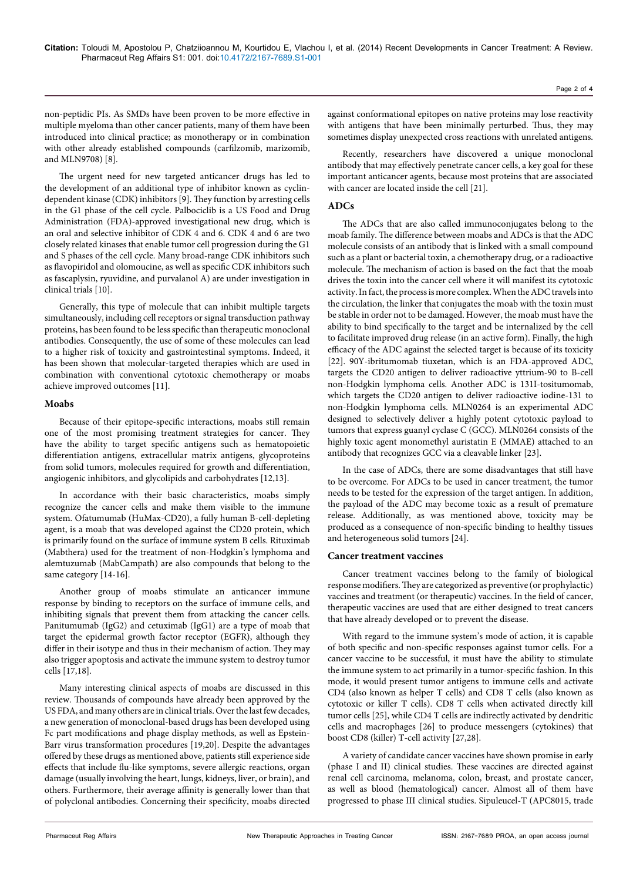non-peptidic PIs. As SMDs have been proven to be more effective in multiple myeloma than other cancer patients, many of them have been introduced into clinical practice; as monotherapy or in combination with other already established compounds (carfilzomib, marizomib, and MLN9708) [8].

The urgent need for new targeted anticancer drugs has led to the development of an additional type of inhibitor known as cyclin-dependent kinase (CDK) inhibitors [9]. They function by arresting cells in the G1 phase of the cell cycle. Palbociclib is a US Food and Drug Administration (FDA)-approved investigational new drug, which is an oral and selective inhibitor of CDK 4 and 6. CDK 4 and 6 are two closely related kinases that enable tumor cell progression during the G1 and S phases of the cell cycle. Many broad-range CDK inhibitors such as flavopiridol and olomoucine, as well as specific CDK inhibitors such as fascaplysin, ryuvidine, and purvalanol A) are under investigation in clinical trials [10].

Generally, this type of molecule that can inhibit multiple targets simultaneously, including cell receptors or signal transduction pathway proteins, has been found to be less specific than therapeutic monoclonal antibodies. Consequently, the use of some of these molecules can lead to a higher risk of toxicity and gastrointestinal symptoms. Indeed, it has been shown that molecular-targeted therapies which are used in combination with conventional cytotoxic chemotherapy or moabs achieve improved outcomes [11].

## Moabs

Because of their epitope-specific interactions, moabs still remain one of the most promising treatment strategies for cancer. They have the ability to target specific antigens such as hematopoietic differentiation antigens, extracellular matrix antigens, glycoproteins from solid tumors, molecules required for growth and differentiation, angiogenic inhibitors, and glycolipids and carbohydrates [12,13].

In accordance with their basic characteristics, moabs simply recognize the cancer cells and make them visible to the immune system. Ofatumumab (HuMax-CD20), a fully human B-cell-depleting agent, is a moab that was developed against the CD20 protein, which is primarily found on the surface of immune system B cells. Rituximab (Mabthera) used for the treatment of non-Hodgkin's lymphoma and alemtuzumab (MabCampath) are also compounds that belong to the same category [14-16].

Another group of moabs stimulate an anticancer immune response by binding to receptors on the surface of immune cells, and inhibiting signals that prevent them from attacking the cancer cells. Panitumumab (IgG2) and cetuximab (IgG1) are a type of moab that target the epidermal growth factor receptor (EGFR), although they differ in their isotype and thus in their mechanism of action. They may also trigger apoptosis and activate the immune system to destroy tumor cells [17,18].

Many interesting clinical aspects of moabs are discussed in this review. Thousands of compounds have already been approved by the US FDA, and many others are in clinical trials. Over the last few decades, a new generation of monoclonal-based drugs has been developed using Fc part modifications and phage display methods, as well as Epstein-Barr virus transformation procedures [19,20]. Despite the advantages offered by these drugs as mentioned above, patients still experience side effects that include flu-like symptoms, severe allergic reactions, organ damage (usually involving the heart, lungs, kidneys, liver, or brain), and others. Furthermore, their average affinity is generally lower than that of polyclonal antibodies. Concerning their specificity, moabs directed against conformational epitopes on native proteins may lose reactivity with antigens that have been minimally perturbed. Thus, they may sometimes display unexpected cross reactions with unrelated antigens.

Recently, researchers have discovered a unique monoclonal antibody that may effectively penetrate cancer cells, a key goal for these important anticancer agents, because most proteins that are associated with cancer are located inside the cell [21].

## ADCs

The ADCs that are also called immunoconjugates belong to the moab family. The difference between moabs and ADCs is that the ADC molecule consists of an antibody that is linked with a small compound such as a plant or bacterial toxin, a chemotherapy drug, or a radioactive molecule. The mechanism of action is based on the fact that the moab drives the toxin into the cancer cell where it will manifest its cytotoxic activity. In fact, the process is more complex. When the ADC travels into the circulation, the linker that conjugates the moab with the toxin must be stable in order not to be damaged. However, the moab must have the ability to bind specifically to the target and be internalized by the cell to facilitate improved drug release (in an active form). Finally, the high efficacy of the ADC against the selected target is because of its toxicity [22]. 90Y-ibritumomab tiuxetan, which is an FDA-approved ADC, targets the CD20 antigen to deliver radioactive yttrium-90 to B-cell non-Hodgkin lymphoma cells. Another ADC is 131I-tositumomab, which targets the CD20 antigen to deliver radioactive iodine-131 to non-Hodgkin lymphoma cells. MLN0264 is an experimental ADC designed to selectively deliver a highly potent cytotoxic payload to tumors that express guanyl cyclase C (GCC). MLN0264 consists of the highly toxic agent monomethyl auristatin E (MMAE) attached to an antibody that recognizes GCC via a cleavable linker [23].

In the case of ADCs, there are some disadvantages that still have to be overcome. For ADCs to be used in cancer treatment, the tumor needs to be tested for the expression of the target antigen. In addition, the payload of the ADC may become toxic as a result of premature release. Additionally, as was mentioned above, toxicity may be produced as a consequence of non-specific binding to healthy tissues and heterogeneous solid tumors [24].

## Cancer treatment vaccines

Cancer treatment vaccines belong to the family of biological response modifiers. They are categorized as preventive (or prophylactic) vaccines and treatment (or therapeutic) vaccines. In the field of cancer, therapeutic vaccines are used that are either designed to treat cancers that have already developed or to prevent the disease.

With regard to the immune system's mode of action, it is capable of both specific and non-specific responses against tumor cells. For a cancer vaccine to be successful, it must have the ability to stimulate the immune system to act primarily in a tumor-specific fashion. In this mode, it would present tumor antigens to immune cells and activate CD4 (also known as helper T cells) and CD8 T cells (also known as cytotoxic or killer T cells). CD8 T cells when activated directly kill tumor cells [25], while CD4 T cells are indirectly activated by dendritic cells and macrophages [26] to produce messengers (cytokines) that boost CD8 (killer) T-cell activity [27,28].

A variety of candidate cancer vaccines have shown promise in early (phase I and II) clinical studies. These vaccines are directed against renal cell carcinoma, melanoma, colon, breast, and prostate cancer, as well as blood (hematological) cancer. Almost all of them have progressed to phase III clinical studies. Sipuleucel-T (APC8015, trade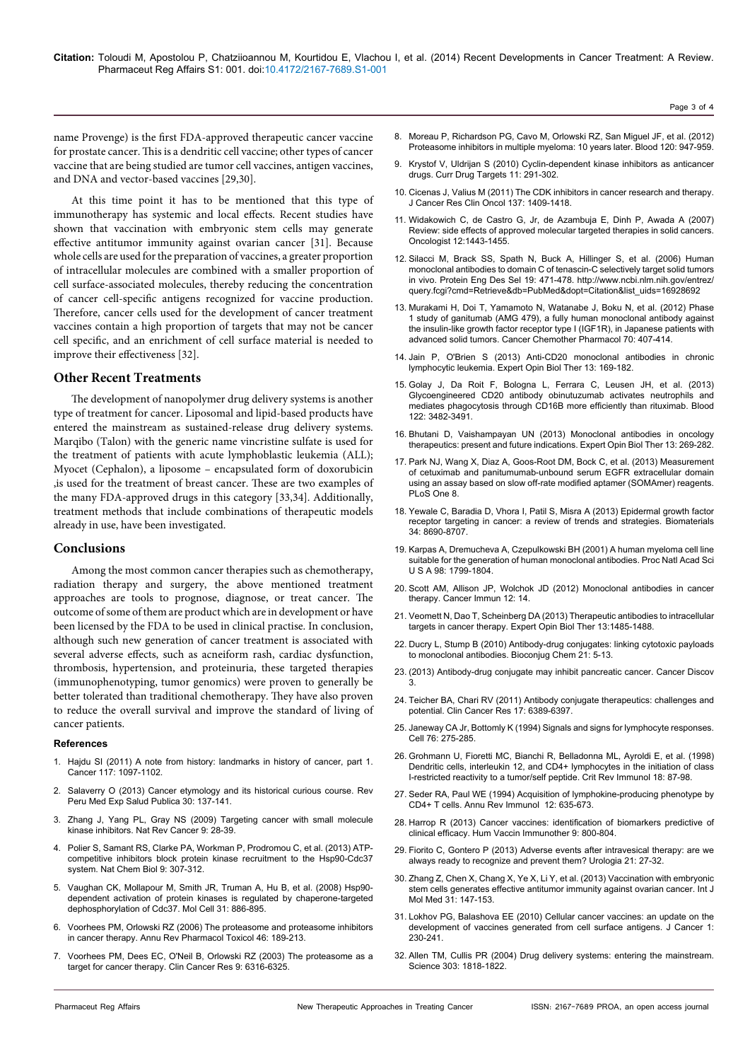name Provenge) is the first FDA-approved therapeutic cancer vaccine for prostate cancer. This is a dendritic cell vaccine; other types of cancer vaccine that are being studied are tumor cell vaccines, antigen vaccines, and DNA and vector-based vaccines [29,30].

At this time point it has to be mentioned that this type of immunotherapy has systemic and local effects. Recent studies have shown that vaccination with embryonic stem cells may generate effective antitumor immunity against ovarian cancer [31]. Because whole cells are used for the preparation of vaccines, a greater proportion of intracellular molecules are combined with a smaller proportion of cell surface-associated molecules, thereby reducing the concentration of cancer cell-specific antigens recognized for vaccine production. Therefore, cancer cells used for the development of cancer treatment vaccines contain a high proportion of targets that may not be cancer cell specific, and an enrichment of cell surface material is needed to improve their effectiveness [32].

## Other Recent Treatments

The development of nanopolymer drug delivery systems is another type of treatment for cancer. Liposomal and lipid-based products have entered the mainstream as sustained-release drug delivery systems. Marqibo (Talon) with the generic name vincristine sulfate is used for the treatment of patients with acute lymphoblastic leukemia (ALL); Myocet (Cephalon), a liposome – encapsulated form of doxorubicin ,is used for the treatment of breast cancer. These are two examples of the many FDA-approved drugs in this category [33,34]. Additionally, treatment methods that include combinations of therapeutic models already in use, have been investigated.

## Conclusions

Among the most common cancer therapies such as chemotherapy, radiation therapy and surgery, the above mentioned treatment approaches are tools to prognose, diagnose, or treat cancer. The outcome of some of them are product which are in development or have been licensed by the FDA to be used in clinical practise. In conclusion, although such new generation of cancer treatment is associated with several adverse effects, such as acneiform rash, cardiac dysfunction, thrombosis, hypertension, and proteinuria, these targeted therapies (immunophenotyping, tumor genomics) were proven to generally be better tolerated than traditional chemotherapy. They have also proven to reduce the overall survival and improve the standard of living of cancer patients.

### References

1. Hajdu SI (2011) A note from history: landmarks in history of cancer, part 1. Cancer 117: 1097-1102.
2. Salaverry O (2013) Cancer etymology and its historical curious course. Rev Peru Med Exp Salud Publica 30: 137-141.
3. Zhang J, Yang PL, Gray NS (2009) Targeting cancer with small molecule kinase inhibitors. Nat Rev Cancer 9: 28-39.
4. Polier S, Samant RS, Clarke PA, Workman P, Prodromou C, et al. (2013) ATP-competitive inhibitors block protein kinase recruitment to the Hsp90-Cdc37 system. Nat Chem Biol 9: 307-312.
5. Vaughan CK, Mollapour M, Smith JR, Truman A, Hu B, et al. (2008) Hsp90-dependent activation of protein kinases is regulated by chaperone-targeted dephosphorylation of Cdc37. Mol Cell 31: 886-895.
6. Voorhees PM, Orlowski RZ (2006) The proteasome and proteasome inhibitors in cancer therapy. Annu Rev Pharmacol Toxicol 46: 189-213.
7. Voorhees PM, Dees EC, O'Neil B, Orlowski RZ (2003) The proteasome as a target for cancer therapy. Clin Cancer Res 9: 6316-6325.
8. Moreau P, Richardson PG, Cavo M, Orlowski RZ, San Miguel JF, et al. (2012) Proteasome inhibitors in multiple myeloma: 10 years later. Blood 120: 947-959.
9. Krystof V, Uldrijan S (2010) Cyclin-dependent kinase inhibitors as anticancer drugs. Curr Drug Targets 11: 291-302.
10. Cicenas J, Valius M (2011) The CDK inhibitors in cancer research and therapy. J Cancer Res Clin Oncol 137: 1409-1418.
11. Widakowich C, de Castro G, Jr, de Azambuja E, Dinh P, Awada A (2007) Review: side effects of approved molecular targeted therapies in solid cancers. Oncologist 12:1443-1455.
12. Silacci M, Brack SS, Spath N, Buck A, Hillinger S, et al. (2006) Human monoclonal antibodies to domain C of tenascin-C selectively target solid tumors in vivo. Protein Eng Des Sel 19: 471-478. http://www.ncbi.nlm.nih.gov/entrez/query.fcgi?cmd=Retrieve&db=PubMed&dopt=Citation&list_uids=16928692
13. Murakami H, Doi T, Yamamoto N, Watanabe J, Boku N, et al. (2012) Phase 1 study of ganitumab (AMG 479), a fully human monoclonal antibody against the insulin-like growth factor receptor type I (IGF1R), in Japanese patients with advanced solid tumors. Cancer Chemother Pharmacol 70: 407-414.
14. Jain P, O'Brien S (2013) Anti-CD20 monoclonal antibodies in chronic lymphocytic leukemia. Expert Opin Biol Ther 13: 169-182.
15. Golay J, Da Roit F, Bologna L, Ferrara C, Leusen JH, et al. (2013) Glycoengineered CD20 antibody obinutuzumab activates neutrophils and mediates phagocytosis through CD16B more efficiently than rituximab. Blood 122: 3482-3491.
16. Bhutani D, Vaishampayan UN (2013) Monoclonal antibodies in oncology therapeutics: present and future indications. Expert Opin Biol Ther 13: 269-282.
17. Park NJ, Wang X, Diaz A, Goos-Root DM, Bock C, et al. (2013) Measurement of cetuximab and panitumumab-unbound serum EGFR extracellular domain using an assay based on slow off-rate modified aptamer (SOMAmer) reagents. PLoS One 8.
18. Yewale C, Baradia D, Vhora I, Patil S, Misra A (2013) Epidermal growth factor receptor targeting in cancer: a review of trends and strategies. Biomaterials 34: 8690-8707.
19. Karpas A, Dremucheva A, Czepulkowski BH (2001) A human myeloma cell line suitable for the generation of human monoclonal antibodies. Proc Natl Acad Sci U S A 98: 1799-1804.
20. Scott AM, Allison JP, Wolchok JD (2012) Monoclonal antibodies in cancer therapy. Cancer Immun 12: 14.
21. Veomett N, Dao T, Scheinberg DA (2013) Therapeutic antibodies to intracellular targets in cancer therapy. Expert Opin Biol Ther 13:1485-1488.
22. Ducry L, Stump B (2010) Antibody-drug conjugates: linking cytotoxic payloads to monoclonal antibodies. Bioconjug Chem 21: 5-13.
23. (2013) Antibody-drug conjugate may inhibit pancreatic cancer. Cancer Discov 3.
24. Teicher BA, Chari RV (2011) Antibody conjugate therapeutics: challenges and potential. Clin Cancer Res 17: 6389-6397.
25. Janeway CA Jr, Bottomly K (1994) Signals and signs for lymphocyte responses. Cell 76: 275-285.
26. Grohmann U, Fioretti MC, Bianchi R, Belladonna ML, Ayroldi E, et al. (1998) Dendritic cells, interleukin 12, and CD4+ lymphocytes in the initiation of class I-restricted reactivity to a tumor/self peptide. Crit Rev Immunol 18: 87-98.
27. Seder RA, Paul WE (1994) Acquisition of lymphokine-producing phenotype by CD4+ T cells. Annu Rev Immunol 12: 635-673.
28. Harrop R (2013) Cancer vaccines: identification of biomarkers predictive of clinical efficacy. Hum Vaccin Immunother 9: 800-804.
29. Fiorito C, Gontero P (2013) Adverse events after intravesical therapy: are we always ready to recognize and prevent them? Urologia 21: 27-32.
30. Zhang Z, Chen X, Chang X, Ye X, Li Y, et al. (2013) Vaccination with embryonic stem cells generates effective antitumor immunity against ovarian cancer. Int J Mol Med 31: 147-153.
31. Lokhov PG, Balashova EE (2010) Cellular cancer vaccines: an update on the development of vaccines generated from cell surface antigens. J Cancer 1: 230-241.
32. Allen TM, Cullis PR (2004) Drug delivery systems: entering the mainstream. Science 303: 1818-1822.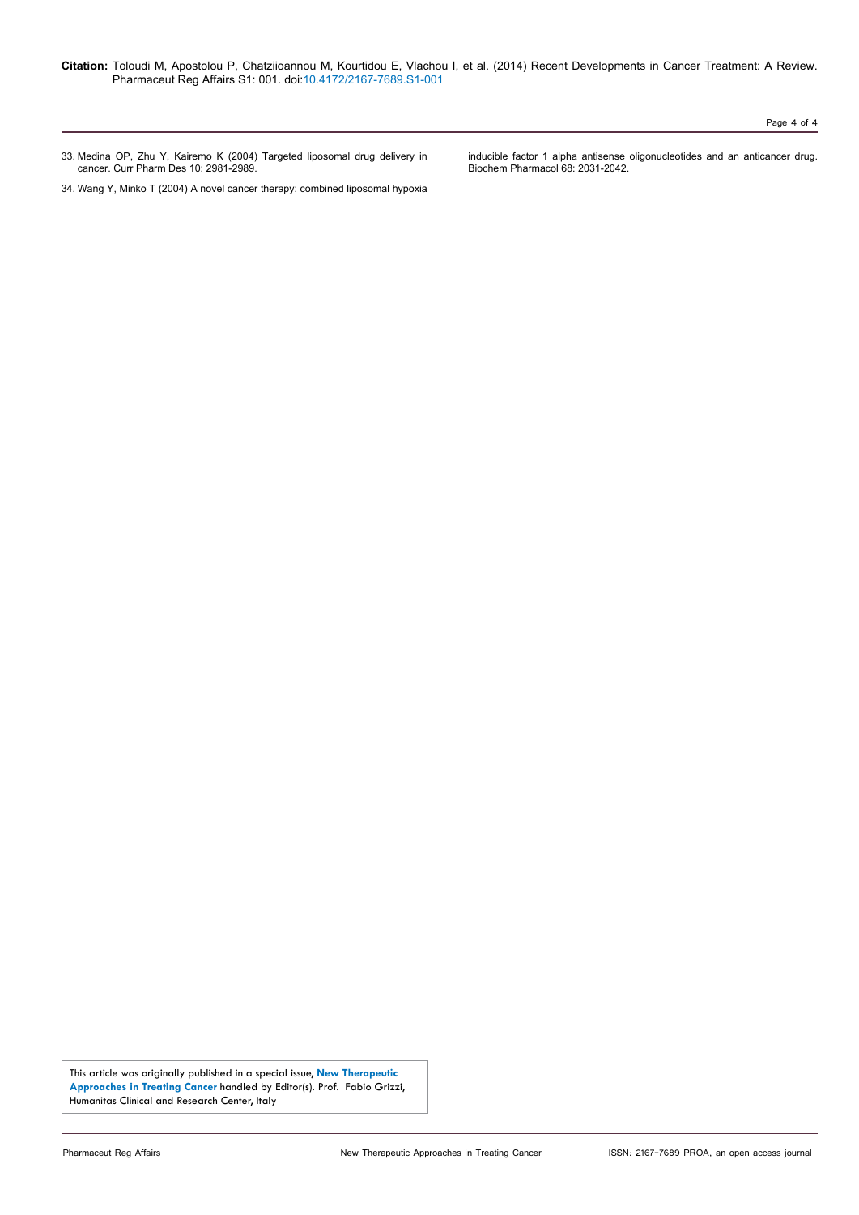33. Medina OP, Zhu Y, Kairemo K (2004) Targeted liposomal drug delivery in cancer. Curr Pharm Des 10: 2981-2989.

34. Wang Y, Minko T (2004) A novel cancer therapy: combined liposomal hypoxia inducible factor 1 alpha antisense oligonucleotides and an anticancer drug. Biochem Pharmacol 68: 2031-2042.

This article was originally published in a special issue, **New Therapeutic Approaches in Treating Cancer** handled by Editor(s). Prof. Fabio Grizzi, Humanitas Clinical and Research Center, Italy